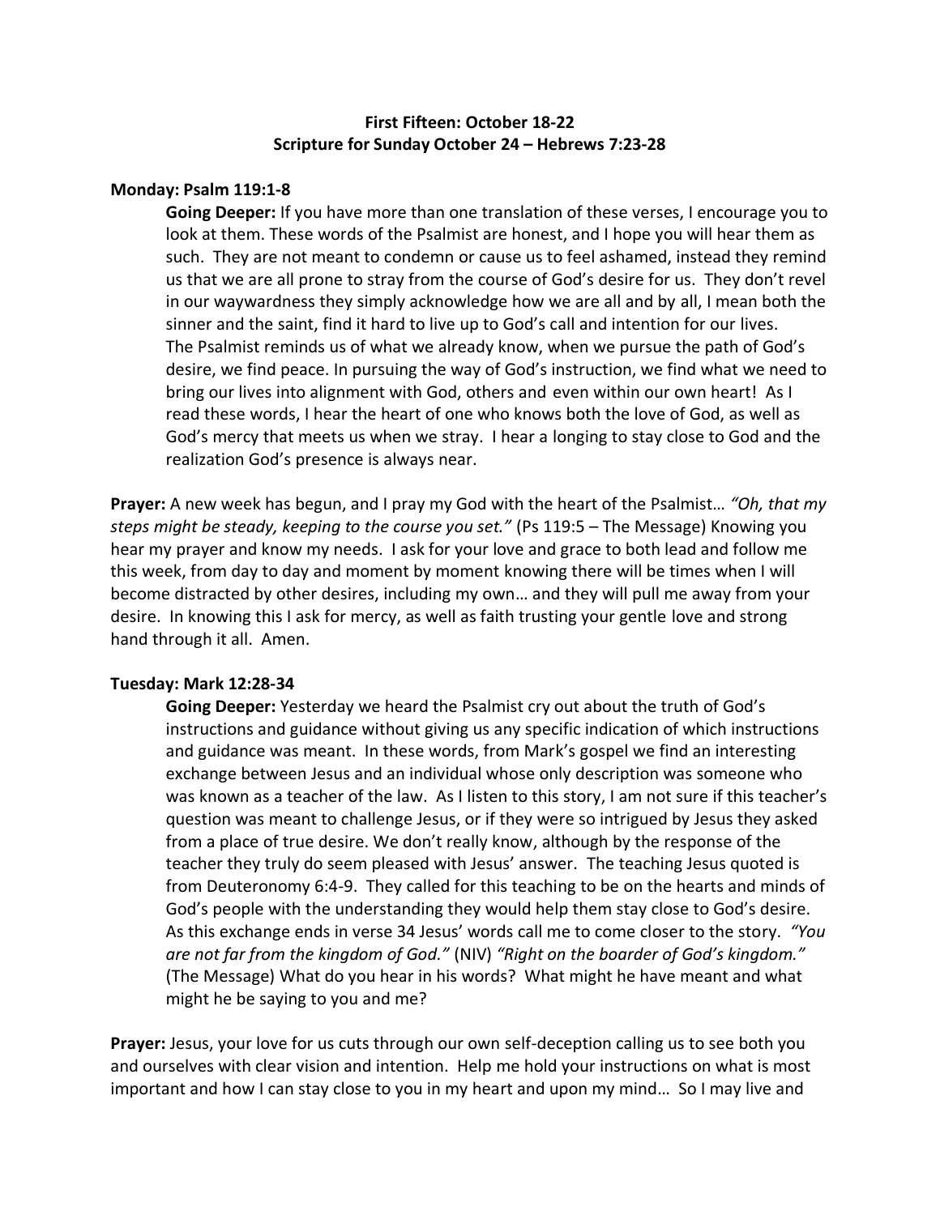**First Fifteen: October 18-22**
**Scripture for Sunday October 24 – Hebrews 7:23-28**

**Monday: Psalm 119:1-8**

**Going Deeper:** If you have more than one translation of these verses, I encourage you to look at them. These words of the Psalmist are honest, and I hope you will hear them as such. They are not meant to condemn or cause us to feel ashamed, instead they remind us that we are all prone to stray from the course of God's desire for us. They don't revel in our waywardness they simply acknowledge how we are all and by all, I mean both the sinner and the saint, find it hard to live up to God's call and intention for our lives. The Psalmist reminds us of what we already know, when we pursue the path of God's desire, we find peace. In pursuing the way of God's instruction, we find what we need to bring our lives into alignment with God, others and even within our own heart! As I read these words, I hear the heart of one who knows both the love of God, as well as God's mercy that meets us when we stray. I hear a longing to stay close to God and the realization God's presence is always near.

**Prayer:** A new week has begun, and I pray my God with the heart of the Psalmist… *"Oh, that my steps might be steady, keeping to the course you set."* (Ps 119:5 – The Message) Knowing you hear my prayer and know my needs. I ask for your love and grace to both lead and follow me this week, from day to day and moment by moment knowing there will be times when I will become distracted by other desires, including my own… and they will pull me away from your desire. In knowing this I ask for mercy, as well as faith trusting your gentle love and strong hand through it all. Amen.

**Tuesday: Mark 12:28-34**

**Going Deeper:** Yesterday we heard the Psalmist cry out about the truth of God's instructions and guidance without giving us any specific indication of which instructions and guidance was meant. In these words, from Mark's gospel we find an interesting exchange between Jesus and an individual whose only description was someone who was known as a teacher of the law. As I listen to this story, I am not sure if this teacher's question was meant to challenge Jesus, or if they were so intrigued by Jesus they asked from a place of true desire. We don't really know, although by the response of the teacher they truly do seem pleased with Jesus' answer. The teaching Jesus quoted is from Deuteronomy 6:4-9. They called for this teaching to be on the hearts and minds of God's people with the understanding they would help them stay close to God's desire. As this exchange ends in verse 34 Jesus' words call me to come closer to the story. *"You are not far from the kingdom of God."* (NIV) *"Right on the boarder of God's kingdom."* (The Message) What do you hear in his words? What might he have meant and what might he be saying to you and me?

**Prayer:** Jesus, your love for us cuts through our own self-deception calling us to see both you and ourselves with clear vision and intention. Help me hold your instructions on what is most important and how I can stay close to you in my heart and upon my mind… So I may live and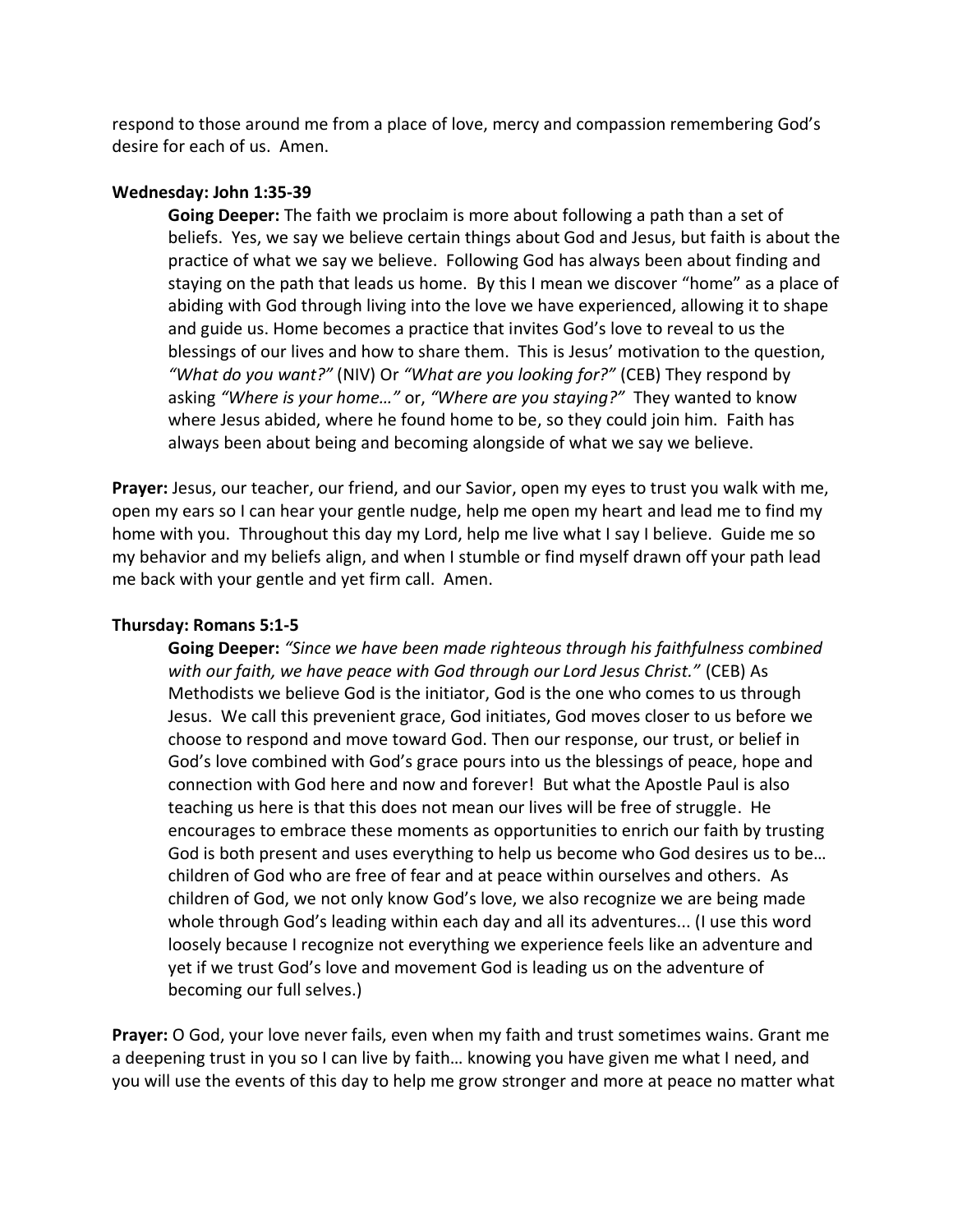respond to those around me from a place of love, mercy and compassion remembering God's desire for each of us. Amen.

**Wednesday: John 1:35-39**

**Going Deeper:** The faith we proclaim is more about following a path than a set of beliefs. Yes, we say we believe certain things about God and Jesus, but faith is about the practice of what we say we believe. Following God has always been about finding and staying on the path that leads us home. By this I mean we discover "home" as a place of abiding with God through living into the love we have experienced, allowing it to shape and guide us. Home becomes a practice that invites God's love to reveal to us the blessings of our lives and how to share them. This is Jesus' motivation to the question, *"What do you want?"* (NIV) Or *"What are you looking for?"* (CEB) They respond by asking *"Where is your home…"* or, *"Where are you staying?"* They wanted to know where Jesus abided, where he found home to be, so they could join him. Faith has always been about being and becoming alongside of what we say we believe.

**Prayer:** Jesus, our teacher, our friend, and our Savior, open my eyes to trust you walk with me, open my ears so I can hear your gentle nudge, help me open my heart and lead me to find my home with you. Throughout this day my Lord, help me live what I say I believe. Guide me so my behavior and my beliefs align, and when I stumble or find myself drawn off your path lead me back with your gentle and yet firm call. Amen.

**Thursday: Romans 5:1-5**

**Going Deeper:** *"Since we have been made righteous through his faithfulness combined with our faith, we have peace with God through our Lord Jesus Christ."* (CEB) As Methodists we believe God is the initiator, God is the one who comes to us through Jesus. We call this prevenient grace, God initiates, God moves closer to us before we choose to respond and move toward God. Then our response, our trust, or belief in God's love combined with God's grace pours into us the blessings of peace, hope and connection with God here and now and forever! But what the Apostle Paul is also teaching us here is that this does not mean our lives will be free of struggle. He encourages to embrace these moments as opportunities to enrich our faith by trusting God is both present and uses everything to help us become who God desires us to be… children of God who are free of fear and at peace within ourselves and others. As children of God, we not only know God's love, we also recognize we are being made whole through God's leading within each day and all its adventures... (I use this word loosely because I recognize not everything we experience feels like an adventure and yet if we trust God's love and movement God is leading us on the adventure of becoming our full selves.)

**Prayer:** O God, your love never fails, even when my faith and trust sometimes wains. Grant me a deepening trust in you so I can live by faith… knowing you have given me what I need, and you will use the events of this day to help me grow stronger and more at peace no matter what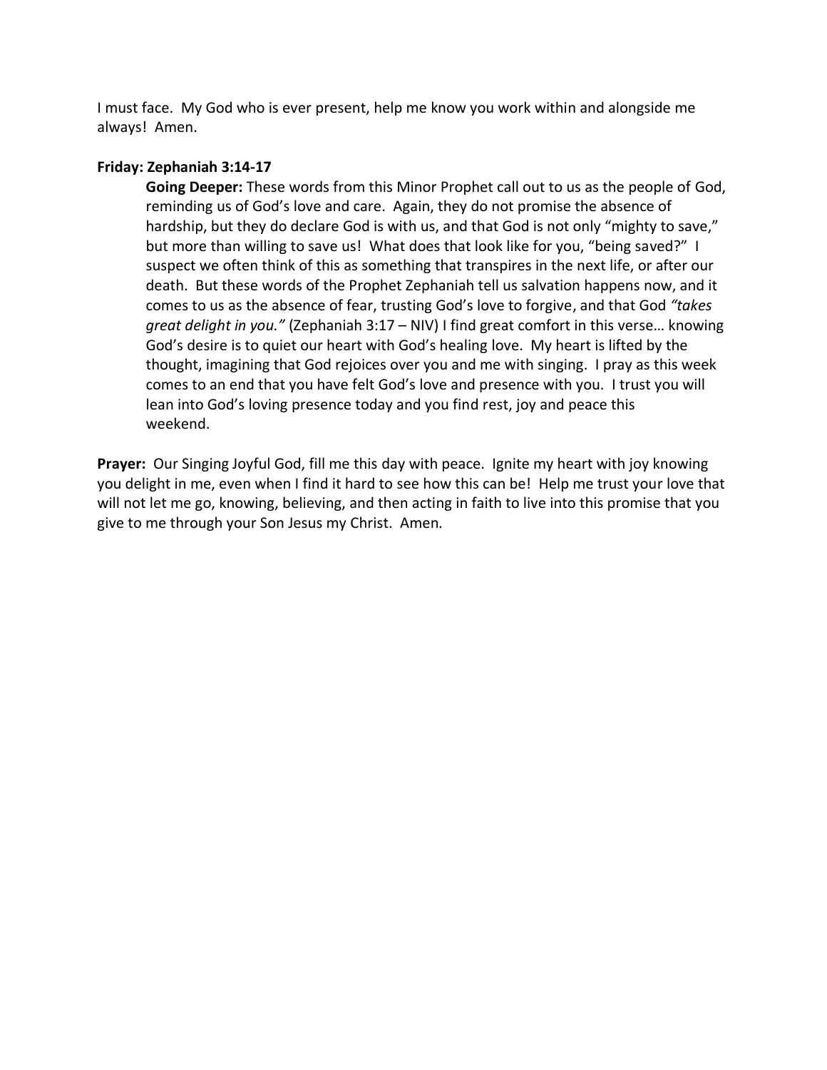I must face. My God who is ever present, help me know you work within and alongside me always! Amen.

**Friday: Zephaniah 3:14-17**

**Going Deeper:** These words from this Minor Prophet call out to us as the people of God, reminding us of God's love and care. Again, they do not promise the absence of hardship, but they do declare God is with us, and that God is not only "mighty to save," but more than willing to save us! What does that look like for you, "being saved?" I suspect we often think of this as something that transpires in the next life, or after our death. But these words of the Prophet Zephaniah tell us salvation happens now, and it comes to us as the absence of fear, trusting God's love to forgive, and that God *"takes great delight in you."* (Zephaniah 3:17 – NIV) I find great comfort in this verse… knowing God's desire is to quiet our heart with God's healing love. My heart is lifted by the thought, imagining that God rejoices over you and me with singing. I pray as this week comes to an end that you have felt God's love and presence with you. I trust you will lean into God's loving presence today and you find rest, joy and peace this weekend.

**Prayer:** Our Singing Joyful God, fill me this day with peace. Ignite my heart with joy knowing you delight in me, even when I find it hard to see how this can be! Help me trust your love that will not let me go, knowing, believing, and then acting in faith to live into this promise that you give to me through your Son Jesus my Christ. Amen.